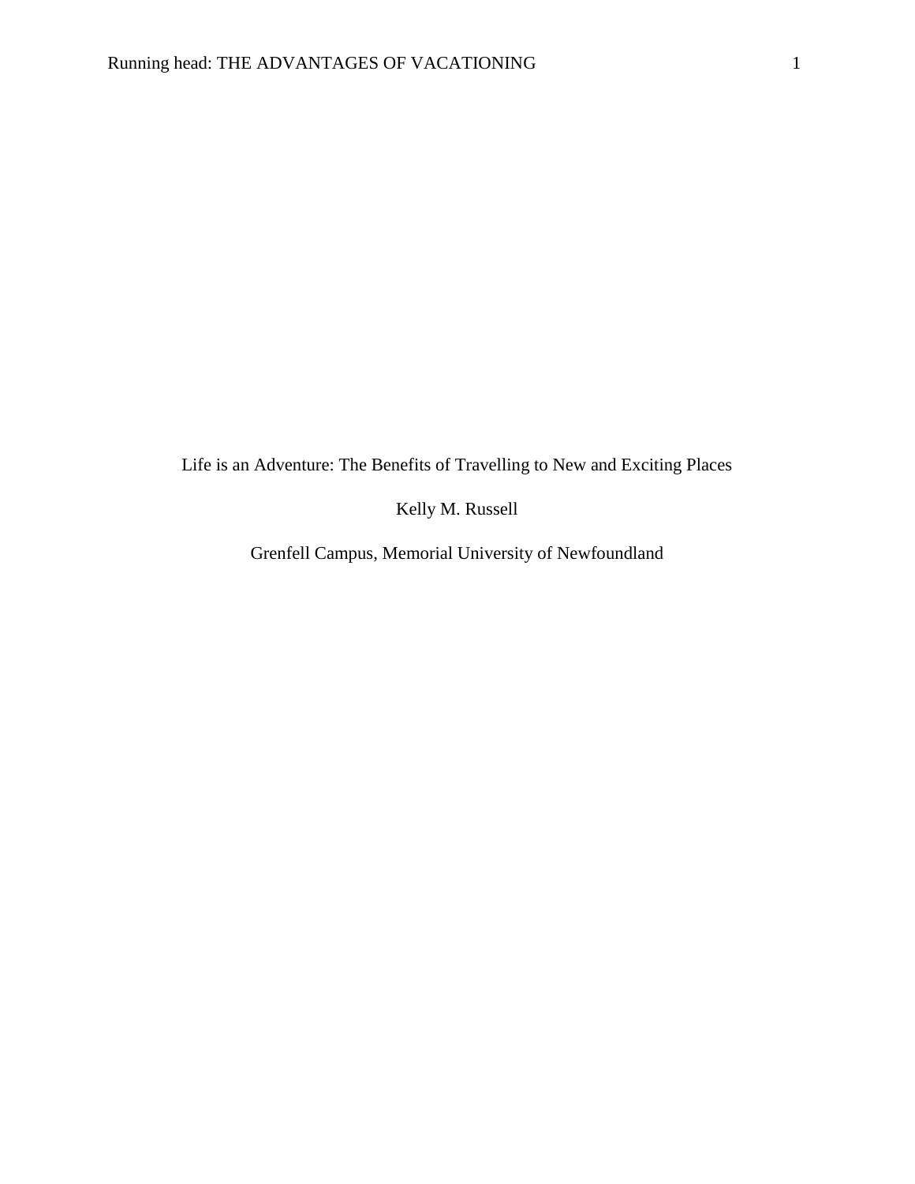# Life is an Adventure: The Benefits of Travelling to New and Exciting Places

Kelly M. Russell

Grenfell Campus, Memorial University of Newfoundland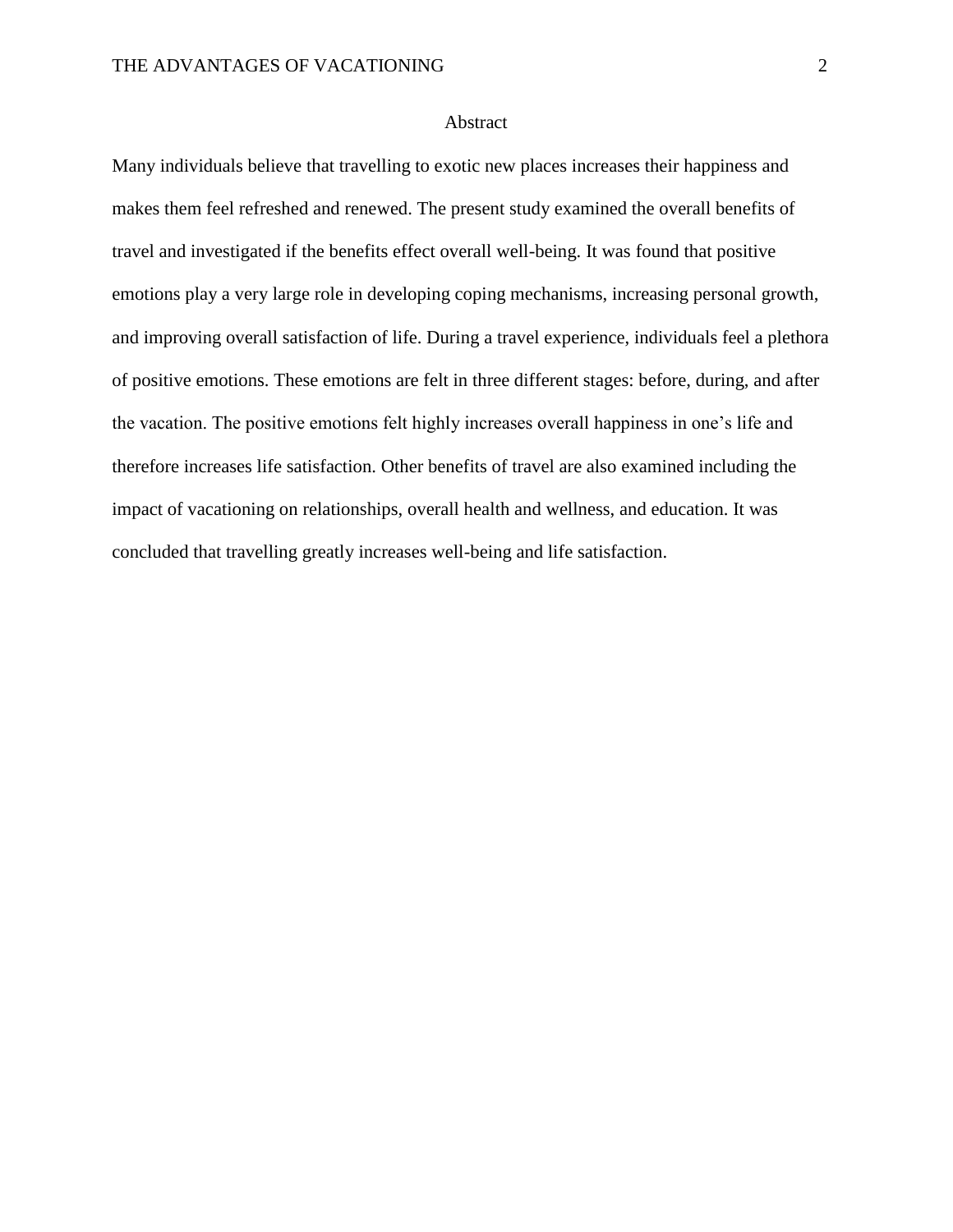# Abstract

Many individuals believe that travelling to exotic new places increases their happiness and makes them feel refreshed and renewed. The present study examined the overall benefits of travel and investigated if the benefits effect overall well-being. It was found that positive emotions play a very large role in developing coping mechanisms, increasing personal growth, and improving overall satisfaction of life. During a travel experience, individuals feel a plethora of positive emotions. These emotions are felt in three different stages: before, during, and after the vacation. The positive emotions felt highly increases overall happiness in one's life and therefore increases life satisfaction. Other benefits of travel are also examined including the impact of vacationing on relationships, overall health and wellness, and education. It was concluded that travelling greatly increases well-being and life satisfaction.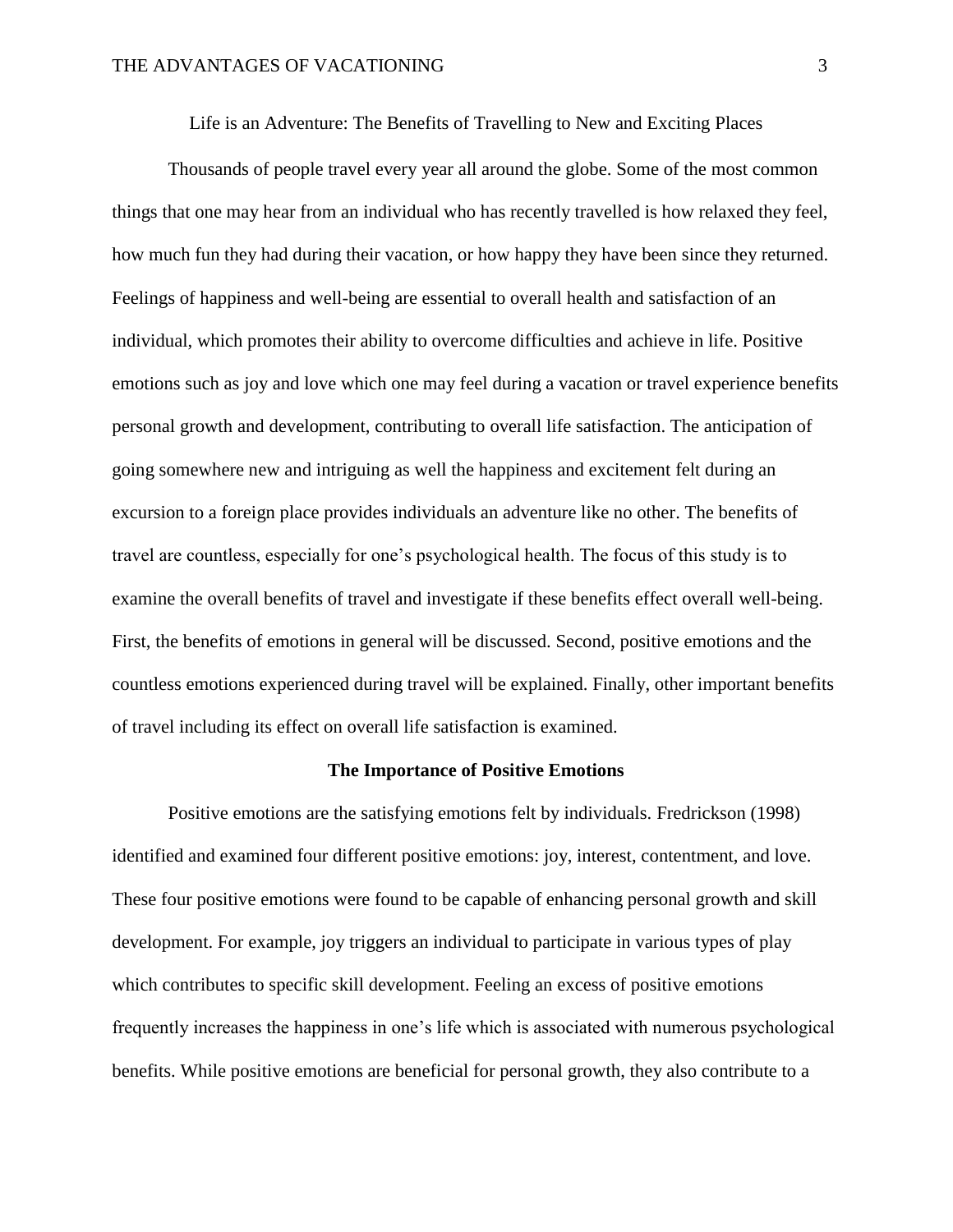Life is an Adventure: The Benefits of Travelling to New and Exciting Places

Thousands of people travel every year all around the globe. Some of the most common things that one may hear from an individual who has recently travelled is how relaxed they feel, how much fun they had during their vacation, or how happy they have been since they returned. Feelings of happiness and well-being are essential to overall health and satisfaction of an individual, which promotes their ability to overcome difficulties and achieve in life. Positive emotions such as joy and love which one may feel during a vacation or travel experience benefits personal growth and development, contributing to overall life satisfaction. The anticipation of going somewhere new and intriguing as well the happiness and excitement felt during an excursion to a foreign place provides individuals an adventure like no other. The benefits of travel are countless, especially for one's psychological health. The focus of this study is to examine the overall benefits of travel and investigate if these benefits effect overall well-being. First, the benefits of emotions in general will be discussed. Second, positive emotions and the countless emotions experienced during travel will be explained. Finally, other important benefits of travel including its effect on overall life satisfaction is examined.

## The Importance of Positive Emotions

Positive emotions are the satisfying emotions felt by individuals. Fredrickson (1998) identified and examined four different positive emotions: joy, interest, contentment, and love. These four positive emotions were found to be capable of enhancing personal growth and skill development. For example, joy triggers an individual to participate in various types of play which contributes to specific skill development. Feeling an excess of positive emotions frequently increases the happiness in one's life which is associated with numerous psychological benefits. While positive emotions are beneficial for personal growth, they also contribute to a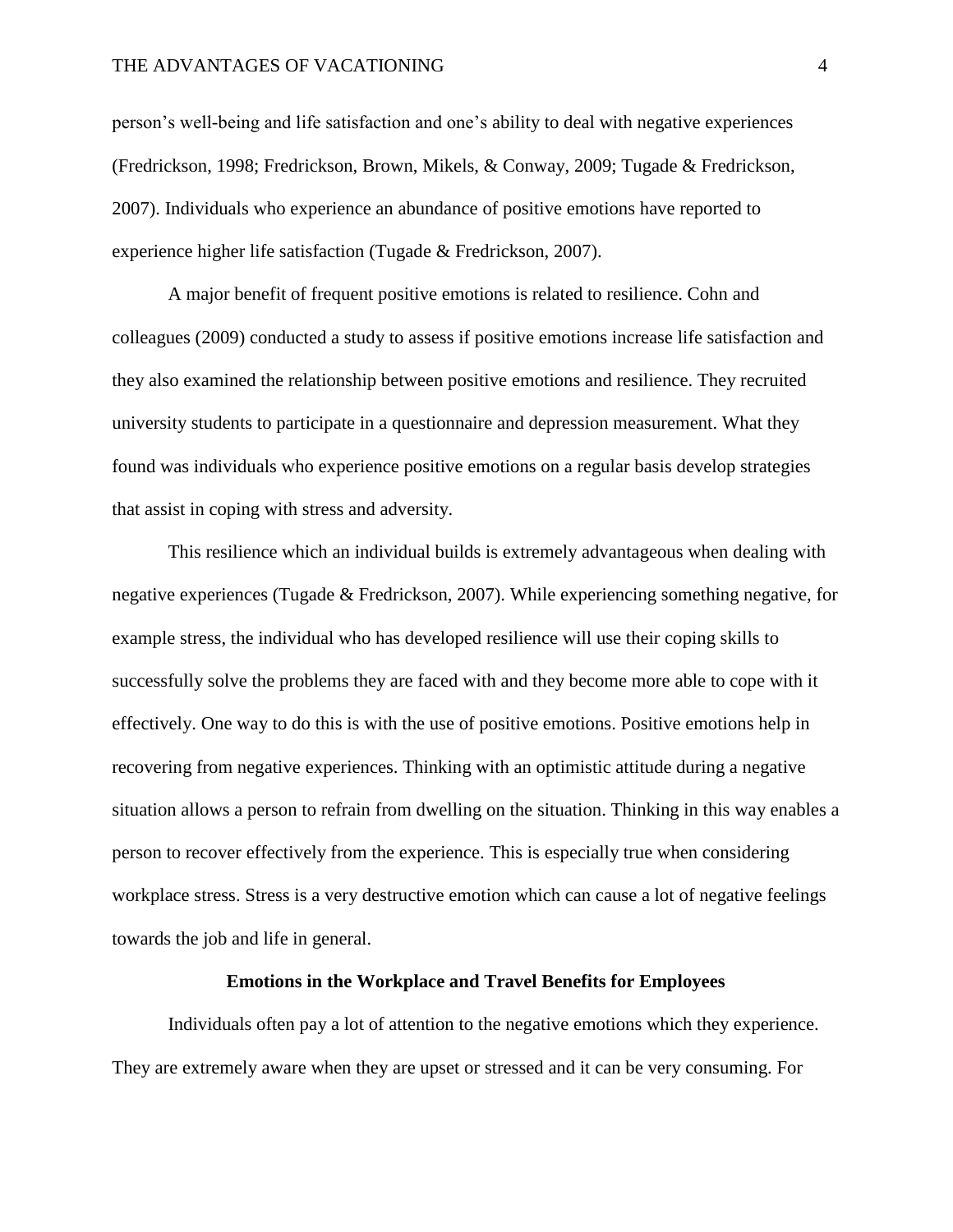person's well-being and life satisfaction and one's ability to deal with negative experiences (Fredrickson, 1998; Fredrickson, Brown, Mikels, & Conway, 2009; Tugade & Fredrickson, 2007). Individuals who experience an abundance of positive emotions have reported to experience higher life satisfaction (Tugade & Fredrickson, 2007).

A major benefit of frequent positive emotions is related to resilience. Cohn and colleagues (2009) conducted a study to assess if positive emotions increase life satisfaction and they also examined the relationship between positive emotions and resilience. They recruited university students to participate in a questionnaire and depression measurement. What they found was individuals who experience positive emotions on a regular basis develop strategies that assist in coping with stress and adversity.

This resilience which an individual builds is extremely advantageous when dealing with negative experiences (Tugade & Fredrickson, 2007). While experiencing something negative, for example stress, the individual who has developed resilience will use their coping skills to successfully solve the problems they are faced with and they become more able to cope with it effectively. One way to do this is with the use of positive emotions. Positive emotions help in recovering from negative experiences. Thinking with an optimistic attitude during a negative situation allows a person to refrain from dwelling on the situation. Thinking in this way enables a person to recover effectively from the experience. This is especially true when considering workplace stress. Stress is a very destructive emotion which can cause a lot of negative feelings towards the job and life in general.

## Emotions in the Workplace and Travel Benefits for Employees

Individuals often pay a lot of attention to the negative emotions which they experience. They are extremely aware when they are upset or stressed and it can be very consuming. For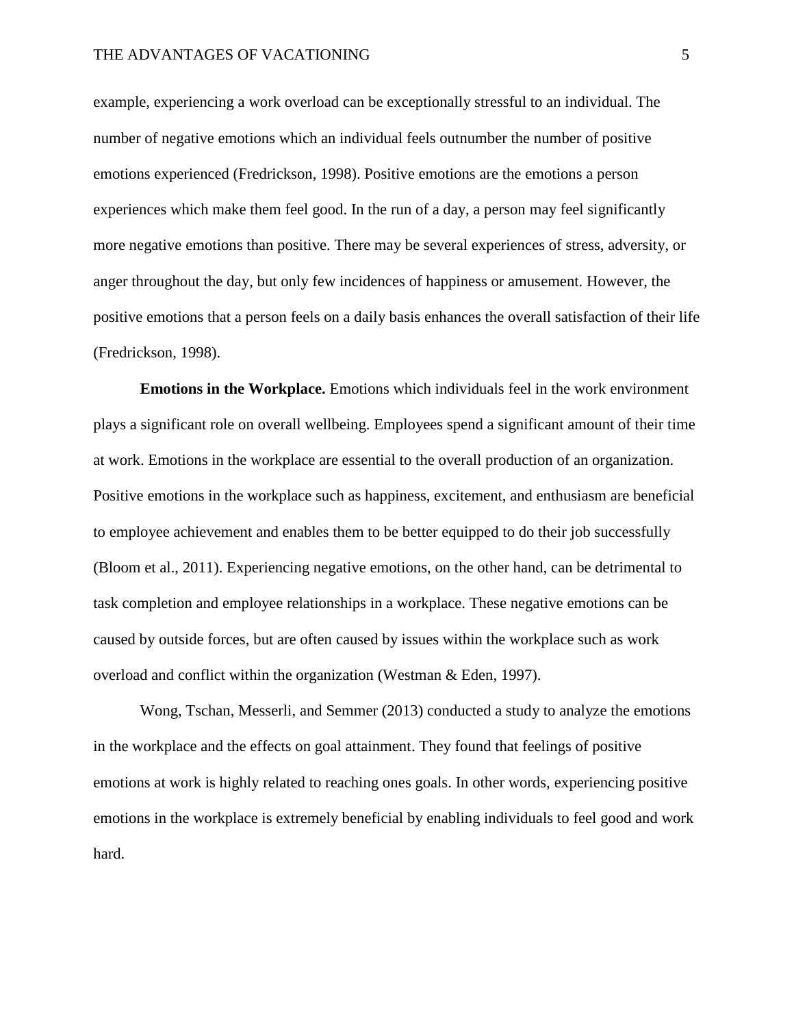example, experiencing a work overload can be exceptionally stressful to an individual. The number of negative emotions which an individual feels outnumber the number of positive emotions experienced (Fredrickson, 1998). Positive emotions are the emotions a person experiences which make them feel good. In the run of a day, a person may feel significantly more negative emotions than positive. There may be several experiences of stress, adversity, or anger throughout the day, but only few incidences of happiness or amusement. However, the positive emotions that a person feels on a daily basis enhances the overall satisfaction of their life (Fredrickson, 1998).

**Emotions in the Workplace.** Emotions which individuals feel in the work environment plays a significant role on overall wellbeing. Employees spend a significant amount of their time at work. Emotions in the workplace are essential to the overall production of an organization. Positive emotions in the workplace such as happiness, excitement, and enthusiasm are beneficial to employee achievement and enables them to be better equipped to do their job successfully (Bloom et al., 2011). Experiencing negative emotions, on the other hand, can be detrimental to task completion and employee relationships in a workplace. These negative emotions can be caused by outside forces, but are often caused by issues within the workplace such as work overload and conflict within the organization (Westman & Eden, 1997).

Wong, Tschan, Messerli, and Semmer (2013) conducted a study to analyze the emotions in the workplace and the effects on goal attainment. They found that feelings of positive emotions at work is highly related to reaching ones goals. In other words, experiencing positive emotions in the workplace is extremely beneficial by enabling individuals to feel good and work hard.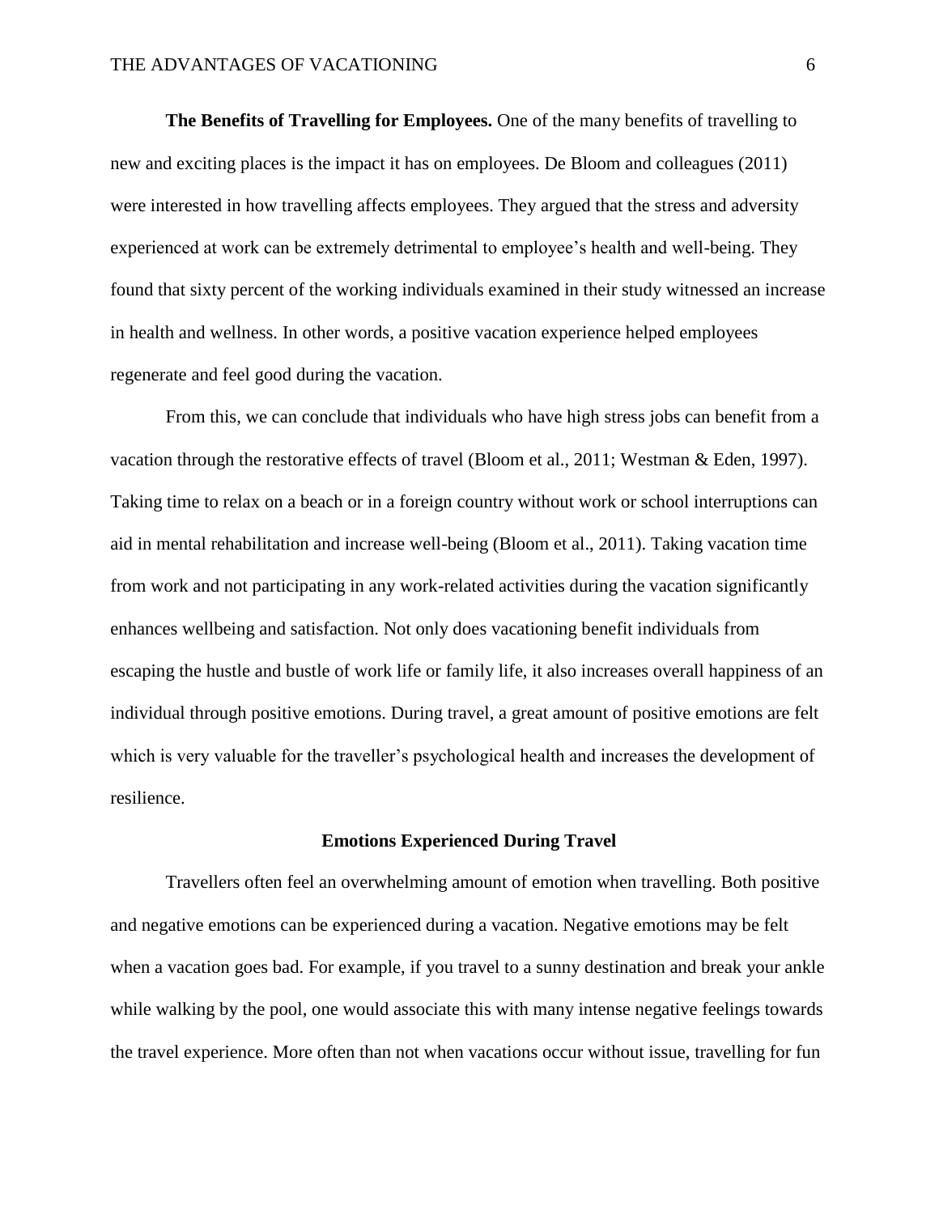**The Benefits of Travelling for Employees.** One of the many benefits of travelling to new and exciting places is the impact it has on employees. De Bloom and colleagues (2011) were interested in how travelling affects employees. They argued that the stress and adversity experienced at work can be extremely detrimental to employee's health and well-being. They found that sixty percent of the working individuals examined in their study witnessed an increase in health and wellness. In other words, a positive vacation experience helped employees regenerate and feel good during the vacation.

From this, we can conclude that individuals who have high stress jobs can benefit from a vacation through the restorative effects of travel (Bloom et al., 2011; Westman & Eden, 1997). Taking time to relax on a beach or in a foreign country without work or school interruptions can aid in mental rehabilitation and increase well-being (Bloom et al., 2011). Taking vacation time from work and not participating in any work-related activities during the vacation significantly enhances wellbeing and satisfaction. Not only does vacationing benefit individuals from escaping the hustle and bustle of work life or family life, it also increases overall happiness of an individual through positive emotions. During travel, a great amount of positive emotions are felt which is very valuable for the traveller's psychological health and increases the development of resilience.

## Emotions Experienced During Travel

Travellers often feel an overwhelming amount of emotion when travelling. Both positive and negative emotions can be experienced during a vacation. Negative emotions may be felt when a vacation goes bad. For example, if you travel to a sunny destination and break your ankle while walking by the pool, one would associate this with many intense negative feelings towards the travel experience. More often than not when vacations occur without issue, travelling for fun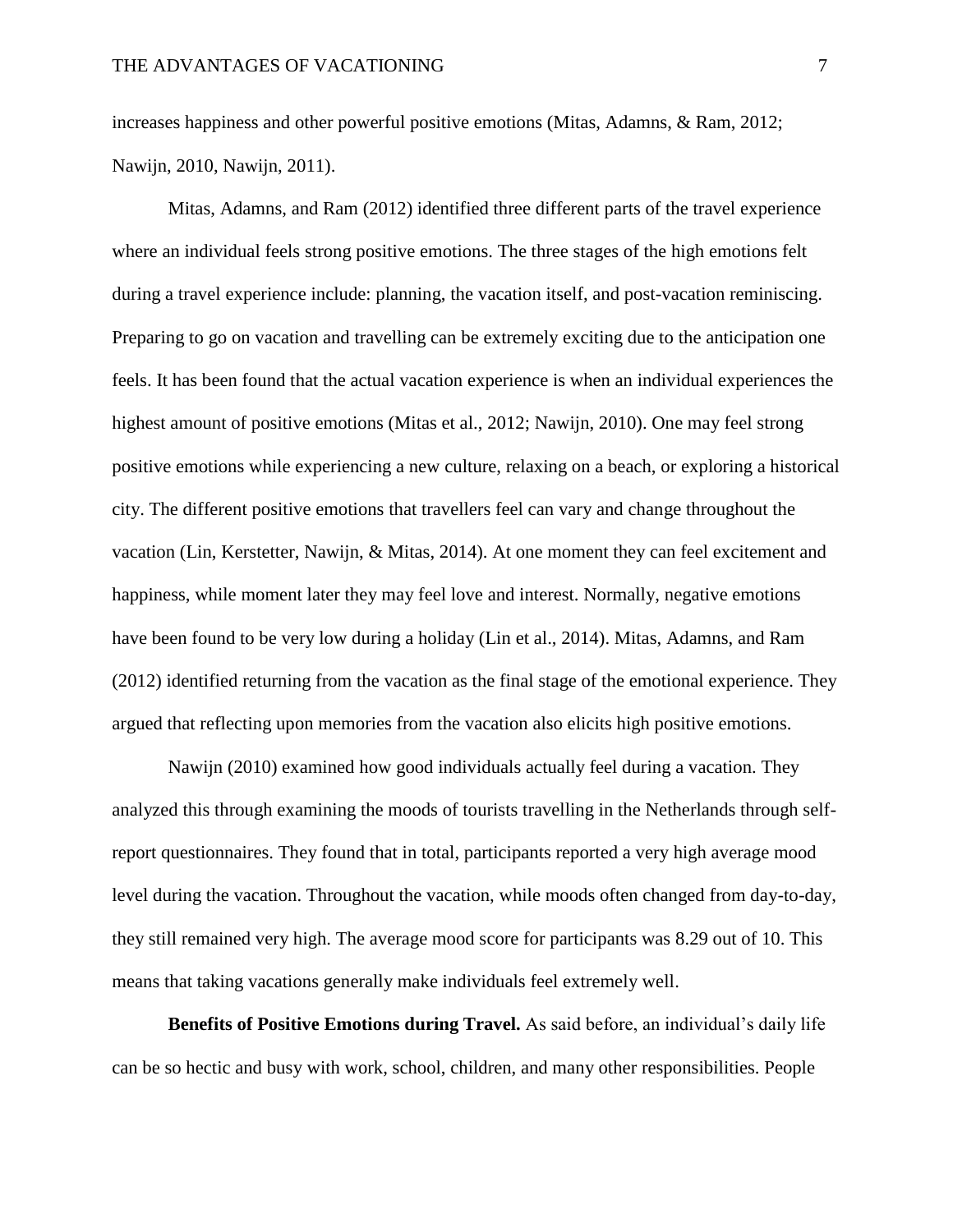increases happiness and other powerful positive emotions (Mitas, Adamns, & Ram, 2012; Nawijn, 2010, Nawijn, 2011).

Mitas, Adamns, and Ram (2012) identified three different parts of the travel experience where an individual feels strong positive emotions. The three stages of the high emotions felt during a travel experience include: planning, the vacation itself, and post-vacation reminiscing. Preparing to go on vacation and travelling can be extremely exciting due to the anticipation one feels. It has been found that the actual vacation experience is when an individual experiences the highest amount of positive emotions (Mitas et al., 2012; Nawijn, 2010). One may feel strong positive emotions while experiencing a new culture, relaxing on a beach, or exploring a historical city. The different positive emotions that travellers feel can vary and change throughout the vacation (Lin, Kerstetter, Nawijn, & Mitas, 2014). At one moment they can feel excitement and happiness, while moment later they may feel love and interest. Normally, negative emotions have been found to be very low during a holiday (Lin et al., 2014). Mitas, Adamns, and Ram (2012) identified returning from the vacation as the final stage of the emotional experience. They argued that reflecting upon memories from the vacation also elicits high positive emotions.

Nawijn (2010) examined how good individuals actually feel during a vacation. They analyzed this through examining the moods of tourists travelling in the Netherlands through self-report questionnaires. They found that in total, participants reported a very high average mood level during the vacation. Throughout the vacation, while moods often changed from day-to-day, they still remained very high. The average mood score for participants was 8.29 out of 10. This means that taking vacations generally make individuals feel extremely well.

**Benefits of Positive Emotions during Travel.** As said before, an individual's daily life can be so hectic and busy with work, school, children, and many other responsibilities. People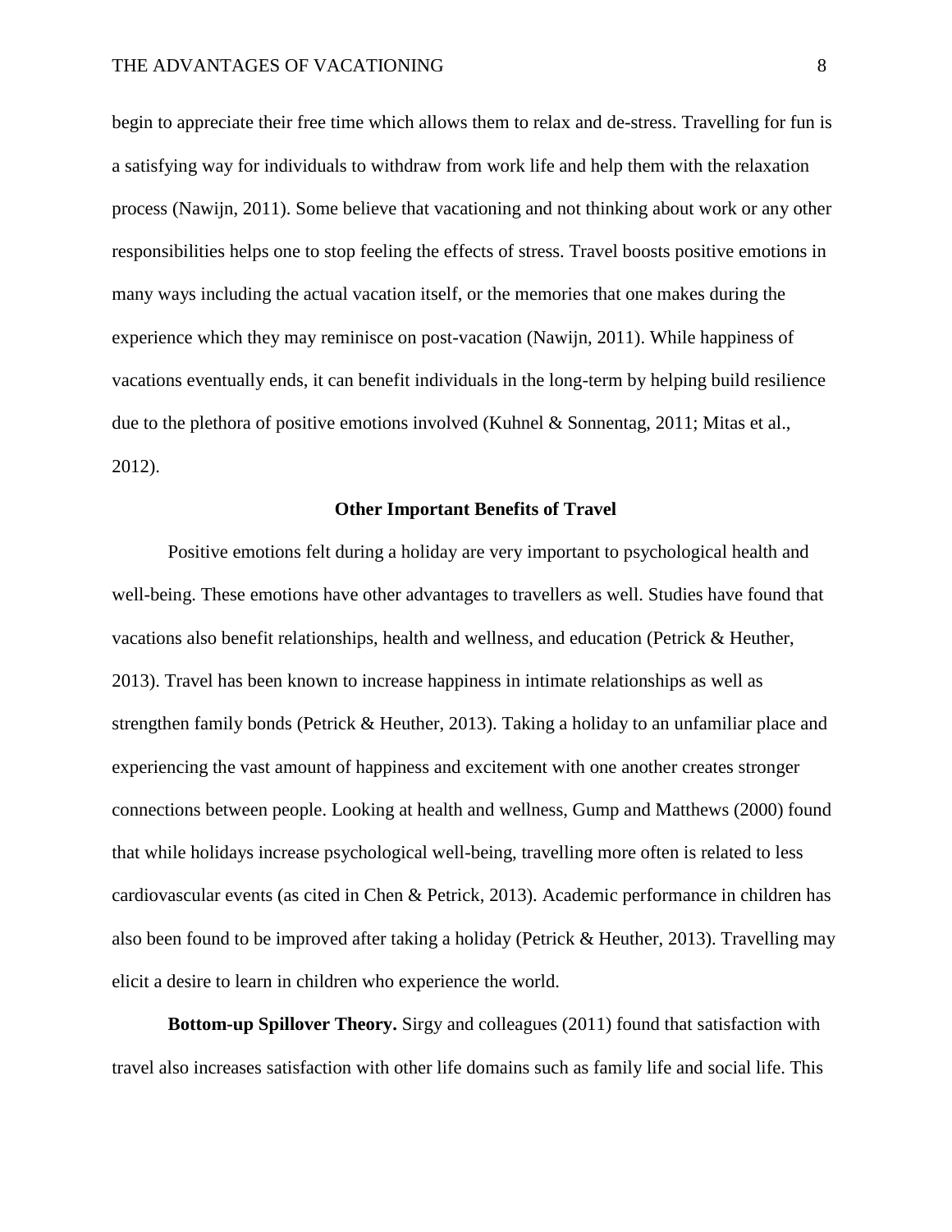begin to appreciate their free time which allows them to relax and de-stress. Travelling for fun is a satisfying way for individuals to withdraw from work life and help them with the relaxation process (Nawijn, 2011). Some believe that vacationing and not thinking about work or any other responsibilities helps one to stop feeling the effects of stress. Travel boosts positive emotions in many ways including the actual vacation itself, or the memories that one makes during the experience which they may reminisce on post-vacation (Nawijn, 2011). While happiness of vacations eventually ends, it can benefit individuals in the long-term by helping build resilience due to the plethora of positive emotions involved (Kuhnel & Sonnentag, 2011; Mitas et al., 2012).

## Other Important Benefits of Travel

Positive emotions felt during a holiday are very important to psychological health and well-being. These emotions have other advantages to travellers as well. Studies have found that vacations also benefit relationships, health and wellness, and education (Petrick & Heuther, 2013). Travel has been known to increase happiness in intimate relationships as well as strengthen family bonds (Petrick & Heuther, 2013). Taking a holiday to an unfamiliar place and experiencing the vast amount of happiness and excitement with one another creates stronger connections between people. Looking at health and wellness, Gump and Matthews (2000) found that while holidays increase psychological well-being, travelling more often is related to less cardiovascular events (as cited in Chen & Petrick, 2013). Academic performance in children has also been found to be improved after taking a holiday (Petrick & Heuther, 2013). Travelling may elicit a desire to learn in children who experience the world.

**Bottom-up Spillover Theory.** Sirgy and colleagues (2011) found that satisfaction with travel also increases satisfaction with other life domains such as family life and social life. This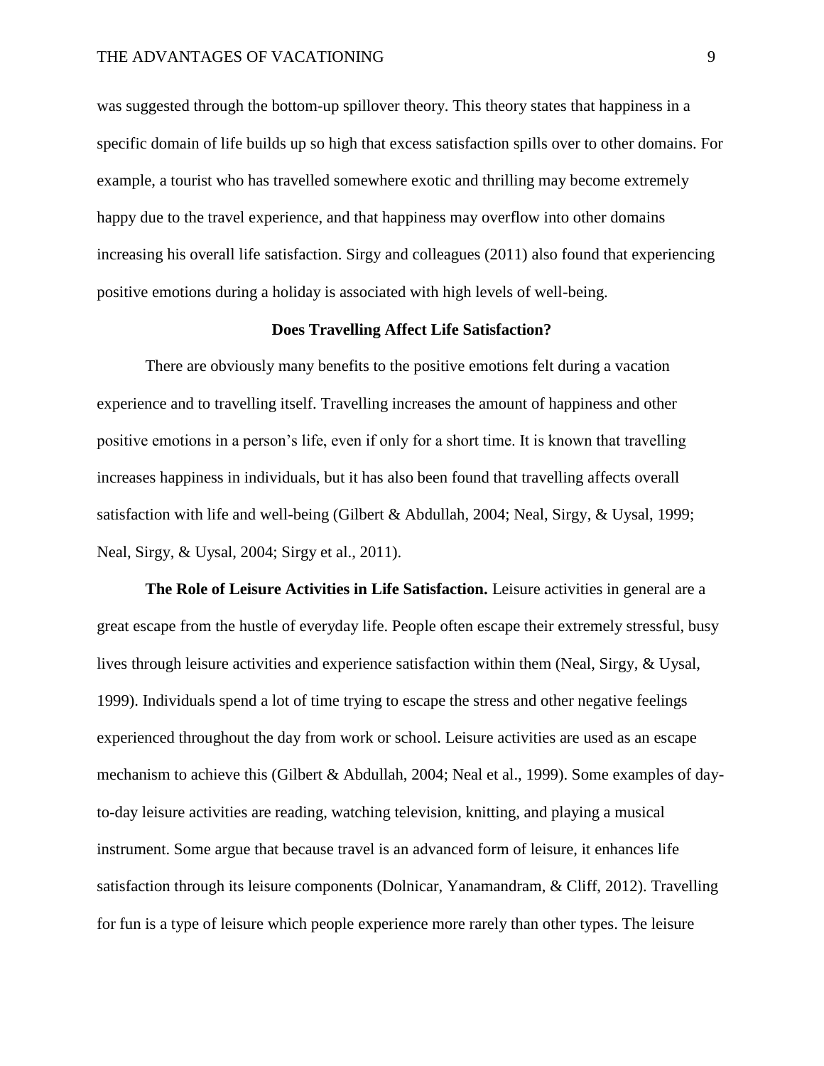was suggested through the bottom-up spillover theory. This theory states that happiness in a specific domain of life builds up so high that excess satisfaction spills over to other domains. For example, a tourist who has travelled somewhere exotic and thrilling may become extremely happy due to the travel experience, and that happiness may overflow into other domains increasing his overall life satisfaction. Sirgy and colleagues (2011) also found that experiencing positive emotions during a holiday is associated with high levels of well-being.

## Does Travelling Affect Life Satisfaction?

There are obviously many benefits to the positive emotions felt during a vacation experience and to travelling itself. Travelling increases the amount of happiness and other positive emotions in a person's life, even if only for a short time. It is known that travelling increases happiness in individuals, but it has also been found that travelling affects overall satisfaction with life and well-being (Gilbert & Abdullah, 2004; Neal, Sirgy, & Uysal, 1999; Neal, Sirgy, & Uysal, 2004; Sirgy et al., 2011).

**The Role of Leisure Activities in Life Satisfaction.** Leisure activities in general are a great escape from the hustle of everyday life. People often escape their extremely stressful, busy lives through leisure activities and experience satisfaction within them (Neal, Sirgy, & Uysal, 1999). Individuals spend a lot of time trying to escape the stress and other negative feelings experienced throughout the day from work or school. Leisure activities are used as an escape mechanism to achieve this (Gilbert & Abdullah, 2004; Neal et al., 1999). Some examples of day-to-day leisure activities are reading, watching television, knitting, and playing a musical instrument. Some argue that because travel is an advanced form of leisure, it enhances life satisfaction through its leisure components (Dolnicar, Yanamandram, & Cliff, 2012). Travelling for fun is a type of leisure which people experience more rarely than other types. The leisure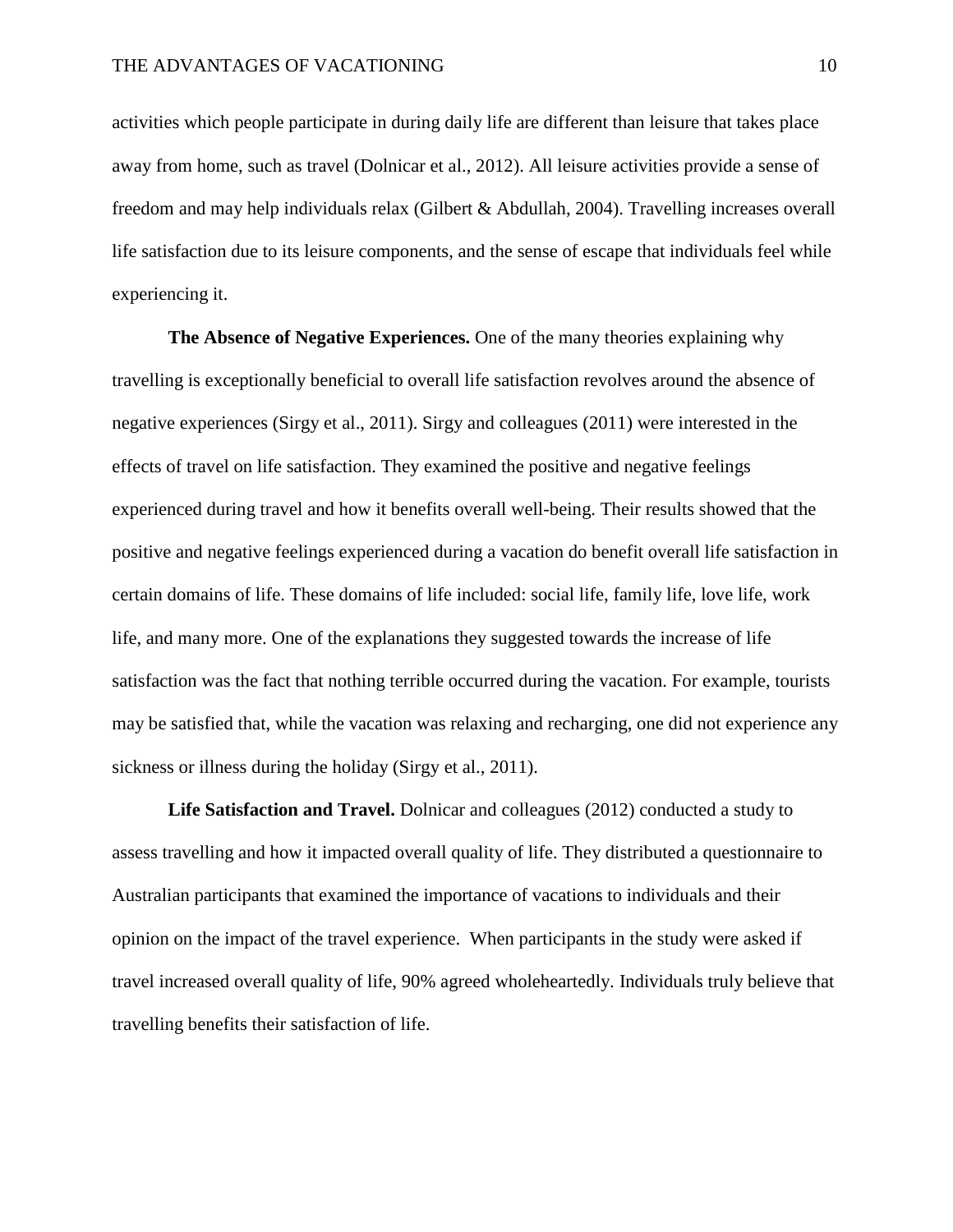activities which people participate in during daily life are different than leisure that takes place away from home, such as travel (Dolnicar et al., 2012). All leisure activities provide a sense of freedom and may help individuals relax (Gilbert & Abdullah, 2004). Travelling increases overall life satisfaction due to its leisure components, and the sense of escape that individuals feel while experiencing it.

**The Absence of Negative Experiences.** One of the many theories explaining why travelling is exceptionally beneficial to overall life satisfaction revolves around the absence of negative experiences (Sirgy et al., 2011). Sirgy and colleagues (2011) were interested in the effects of travel on life satisfaction. They examined the positive and negative feelings experienced during travel and how it benefits overall well-being. Their results showed that the positive and negative feelings experienced during a vacation do benefit overall life satisfaction in certain domains of life. These domains of life included: social life, family life, love life, work life, and many more. One of the explanations they suggested towards the increase of life satisfaction was the fact that nothing terrible occurred during the vacation. For example, tourists may be satisfied that, while the vacation was relaxing and recharging, one did not experience any sickness or illness during the holiday (Sirgy et al., 2011).

**Life Satisfaction and Travel.** Dolnicar and colleagues (2012) conducted a study to assess travelling and how it impacted overall quality of life. They distributed a questionnaire to Australian participants that examined the importance of vacations to individuals and their opinion on the impact of the travel experience. When participants in the study were asked if travel increased overall quality of life, 90% agreed wholeheartedly. Individuals truly believe that travelling benefits their satisfaction of life.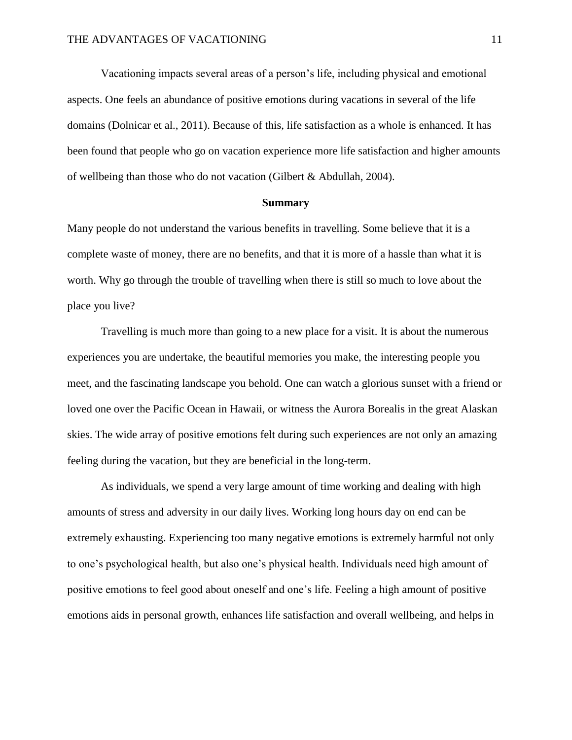Vacationing impacts several areas of a person's life, including physical and emotional aspects. One feels an abundance of positive emotions during vacations in several of the life domains (Dolnicar et al., 2011). Because of this, life satisfaction as a whole is enhanced. It has been found that people who go on vacation experience more life satisfaction and higher amounts of wellbeing than those who do not vacation (Gilbert & Abdullah, 2004).

## Summary

Many people do not understand the various benefits in travelling. Some believe that it is a complete waste of money, there are no benefits, and that it is more of a hassle than what it is worth. Why go through the trouble of travelling when there is still so much to love about the place you live?

Travelling is much more than going to a new place for a visit. It is about the numerous experiences you are undertake, the beautiful memories you make, the interesting people you meet, and the fascinating landscape you behold. One can watch a glorious sunset with a friend or loved one over the Pacific Ocean in Hawaii, or witness the Aurora Borealis in the great Alaskan skies. The wide array of positive emotions felt during such experiences are not only an amazing feeling during the vacation, but they are beneficial in the long-term.

As individuals, we spend a very large amount of time working and dealing with high amounts of stress and adversity in our daily lives. Working long hours day on end can be extremely exhausting. Experiencing too many negative emotions is extremely harmful not only to one's psychological health, but also one's physical health. Individuals need high amount of positive emotions to feel good about oneself and one's life. Feeling a high amount of positive emotions aids in personal growth, enhances life satisfaction and overall wellbeing, and helps in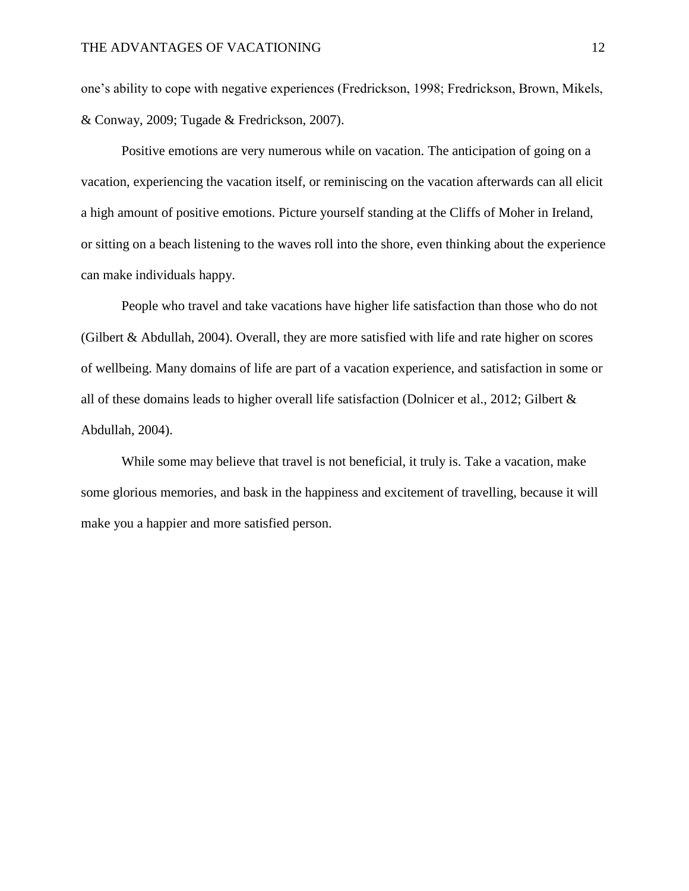one's ability to cope with negative experiences (Fredrickson, 1998; Fredrickson, Brown, Mikels, & Conway, 2009; Tugade & Fredrickson, 2007).

Positive emotions are very numerous while on vacation. The anticipation of going on a vacation, experiencing the vacation itself, or reminiscing on the vacation afterwards can all elicit a high amount of positive emotions. Picture yourself standing at the Cliffs of Moher in Ireland, or sitting on a beach listening to the waves roll into the shore, even thinking about the experience can make individuals happy.

People who travel and take vacations have higher life satisfaction than those who do not (Gilbert & Abdullah, 2004). Overall, they are more satisfied with life and rate higher on scores of wellbeing. Many domains of life are part of a vacation experience, and satisfaction in some or all of these domains leads to higher overall life satisfaction (Dolnicer et al., 2012; Gilbert & Abdullah, 2004).

While some may believe that travel is not beneficial, it truly is. Take a vacation, make some glorious memories, and bask in the happiness and excitement of travelling, because it will make you a happier and more satisfied person.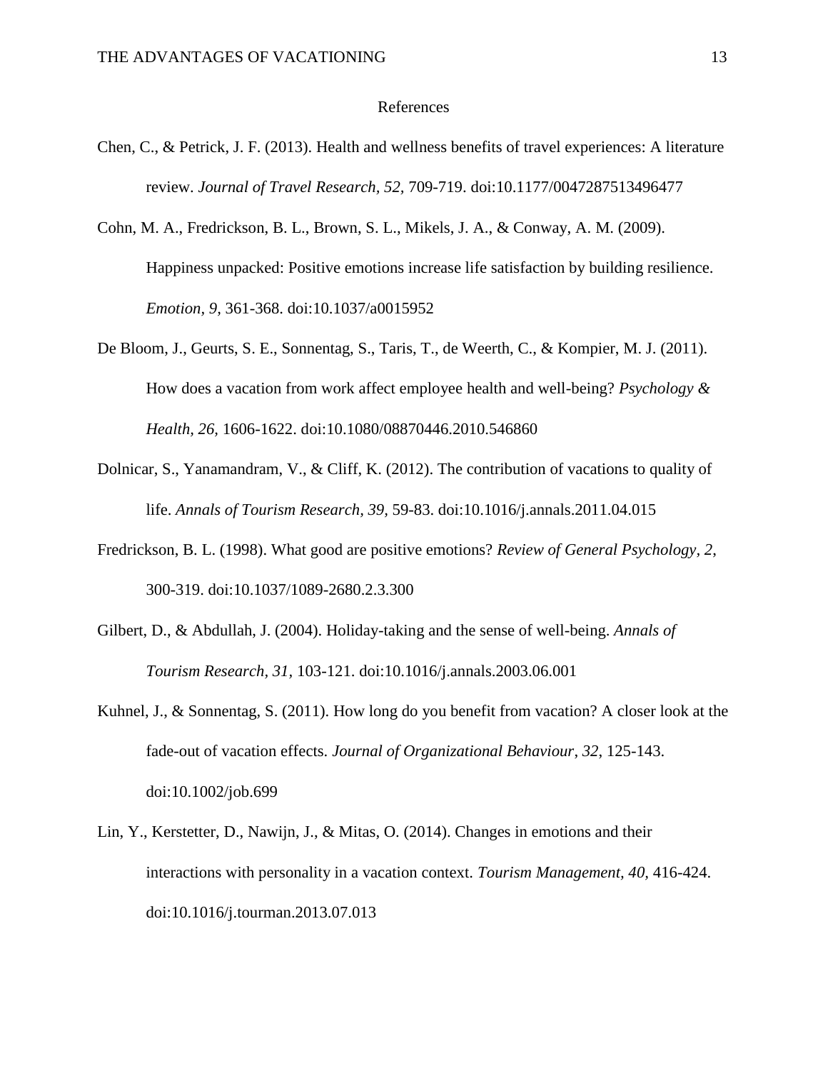# References

Chen, C., & Petrick, J. F. (2013). Health and wellness benefits of travel experiences: A literature review. *Journal of Travel Research, 52*, 709-719. doi:10.1177/0047287513496477

Cohn, M. A., Fredrickson, B. L., Brown, S. L., Mikels, J. A., & Conway, A. M. (2009). Happiness unpacked: Positive emotions increase life satisfaction by building resilience. *Emotion, 9,* 361-368. doi:10.1037/a0015952

De Bloom, J., Geurts, S. E., Sonnentag, S., Taris, T., de Weerth, C., & Kompier, M. J. (2011). How does a vacation from work affect employee health and well-being? *Psychology & Health, 26,* 1606-1622. doi:10.1080/08870446.2010.546860

Dolnicar, S., Yanamandram, V., & Cliff, K. (2012). The contribution of vacations to quality of life. *Annals of Tourism Research, 39,* 59-83. doi:10.1016/j.annals.2011.04.015

Fredrickson, B. L. (1998). What good are positive emotions? *Review of General Psychology, 2*, 300-319. doi:10.1037/1089-2680.2.3.300

Gilbert, D., & Abdullah, J. (2004). Holiday-taking and the sense of well-being. *Annals of Tourism Research, 31,* 103-121. doi:10.1016/j.annals.2003.06.001

Kuhnel, J., & Sonnentag, S. (2011). How long do you benefit from vacation? A closer look at the fade-out of vacation effects. *Journal of Organizational Behaviour*, *32*, 125-143. doi:10.1002/job.699

Lin, Y., Kerstetter, D., Nawijn, J., & Mitas, O. (2014). Changes in emotions and their interactions with personality in a vacation context. *Tourism Management, 40,* 416-424. doi:10.1016/j.tourman.2013.07.013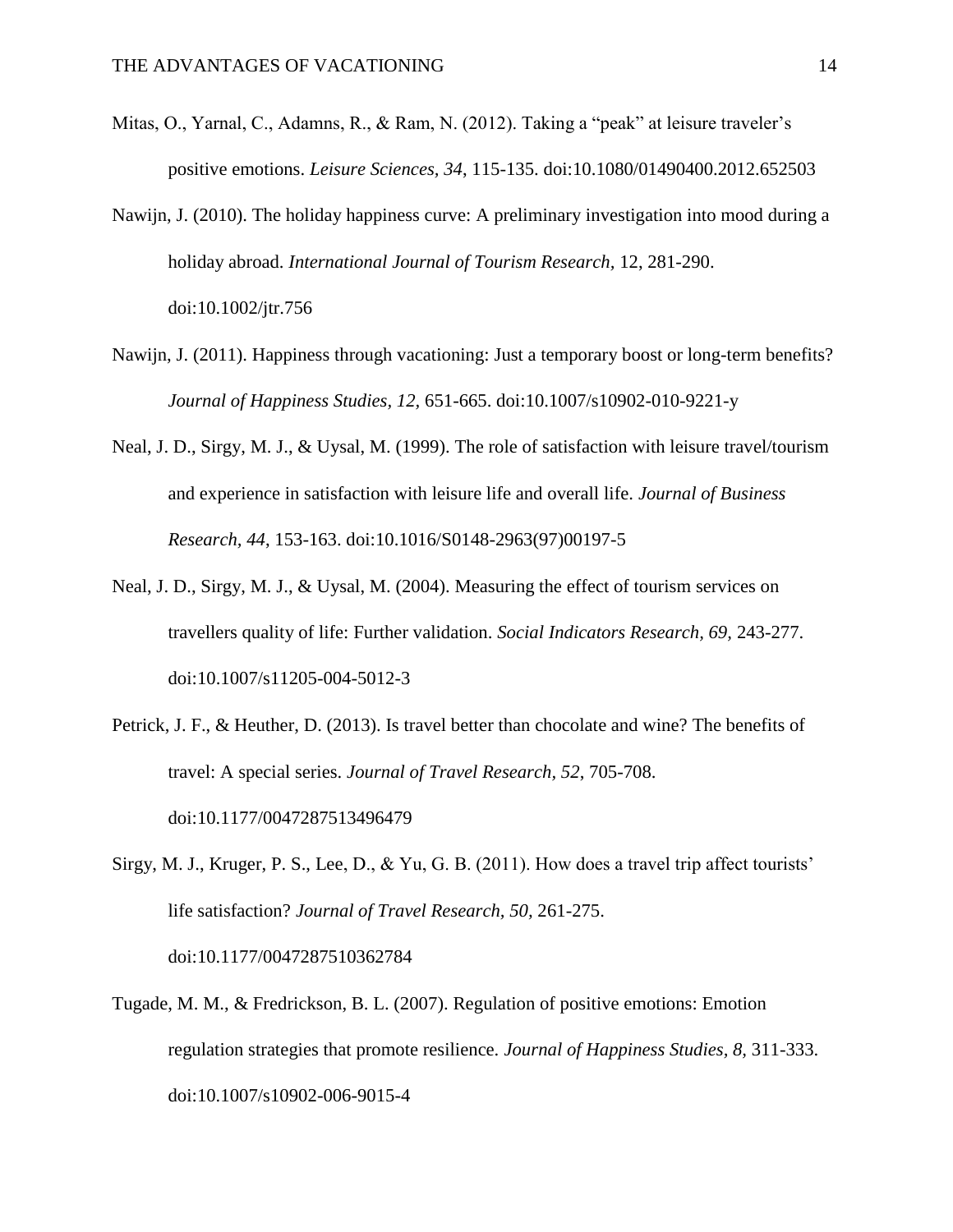Mitas, O., Yarnal, C., Adamns, R., & Ram, N. (2012). Taking a "peak" at leisure traveler's positive emotions. *Leisure Sciences, 34*, 115-135. doi:10.1080/01490400.2012.652503

Nawijn, J. (2010). The holiday happiness curve: A preliminary investigation into mood during a holiday abroad. *International Journal of Tourism Research*, 12, 281-290. doi:10.1002/jtr.756

Nawijn, J. (2011). Happiness through vacationing: Just a temporary boost or long-term benefits? *Journal of Happiness Studies, 12*, 651-665. doi:10.1007/s10902-010-9221-y

Neal, J. D., Sirgy, M. J., & Uysal, M. (1999). The role of satisfaction with leisure travel/tourism and experience in satisfaction with leisure life and overall life. *Journal of Business Research, 44*, 153-163. doi:10.1016/S0148-2963(97)00197-5

Neal, J. D., Sirgy, M. J., & Uysal, M. (2004). Measuring the effect of tourism services on travellers quality of life: Further validation. *Social Indicators Research, 69,* 243-277. doi:10.1007/s11205-004-5012-3

Petrick, J. F., & Heuther, D. (2013). Is travel better than chocolate and wine? The benefits of travel: A special series. *Journal of Travel Research*, *52*, 705-708. doi:10.1177/0047287513496479

Sirgy, M. J., Kruger, P. S., Lee, D., & Yu, G. B. (2011). How does a travel trip affect tourists' life satisfaction? *Journal of Travel Research, 50,* 261-275. doi:10.1177/0047287510362784

Tugade, M. M., & Fredrickson, B. L. (2007). Regulation of positive emotions: Emotion regulation strategies that promote resilience. *Journal of Happiness Studies, 8,* 311-333. doi:10.1007/s10902-006-9015-4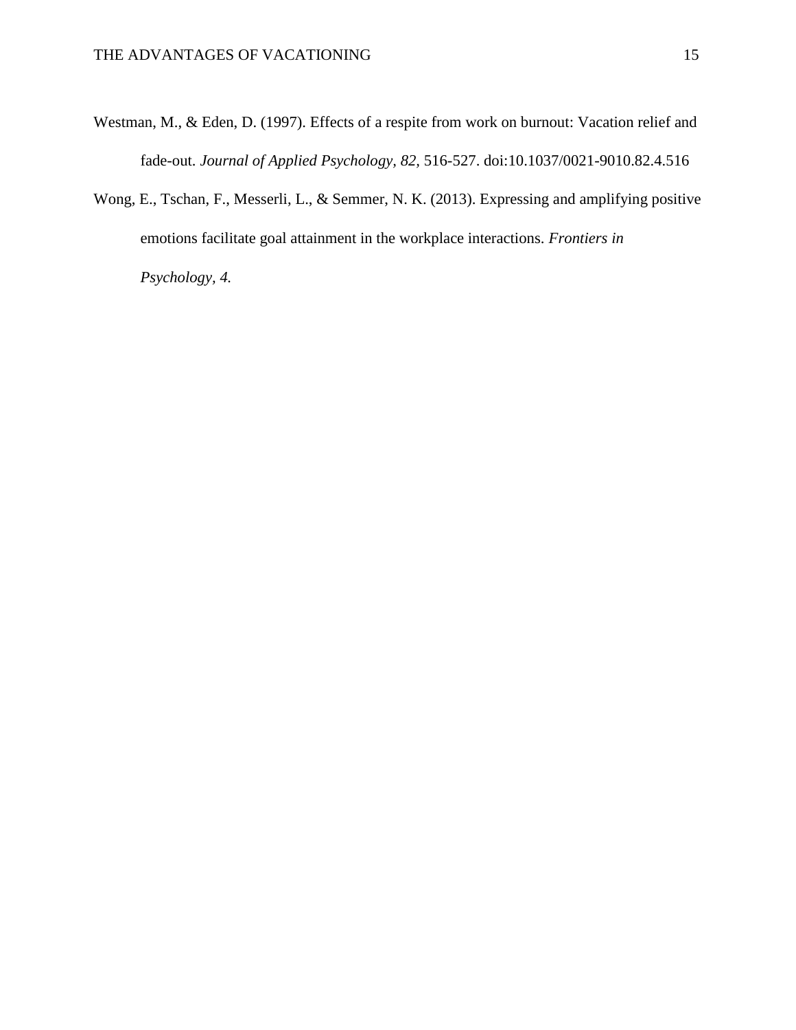Westman, M., & Eden, D. (1997). Effects of a respite from work on burnout: Vacation relief and fade-out. *Journal of Applied Psychology, 82,* 516-527. doi:10.1037/0021-9010.82.4.516

Wong, E., Tschan, F., Messerli, L., & Semmer, N. K. (2013). Expressing and amplifying positive emotions facilitate goal attainment in the workplace interactions. *Frontiers in Psychology, 4.*